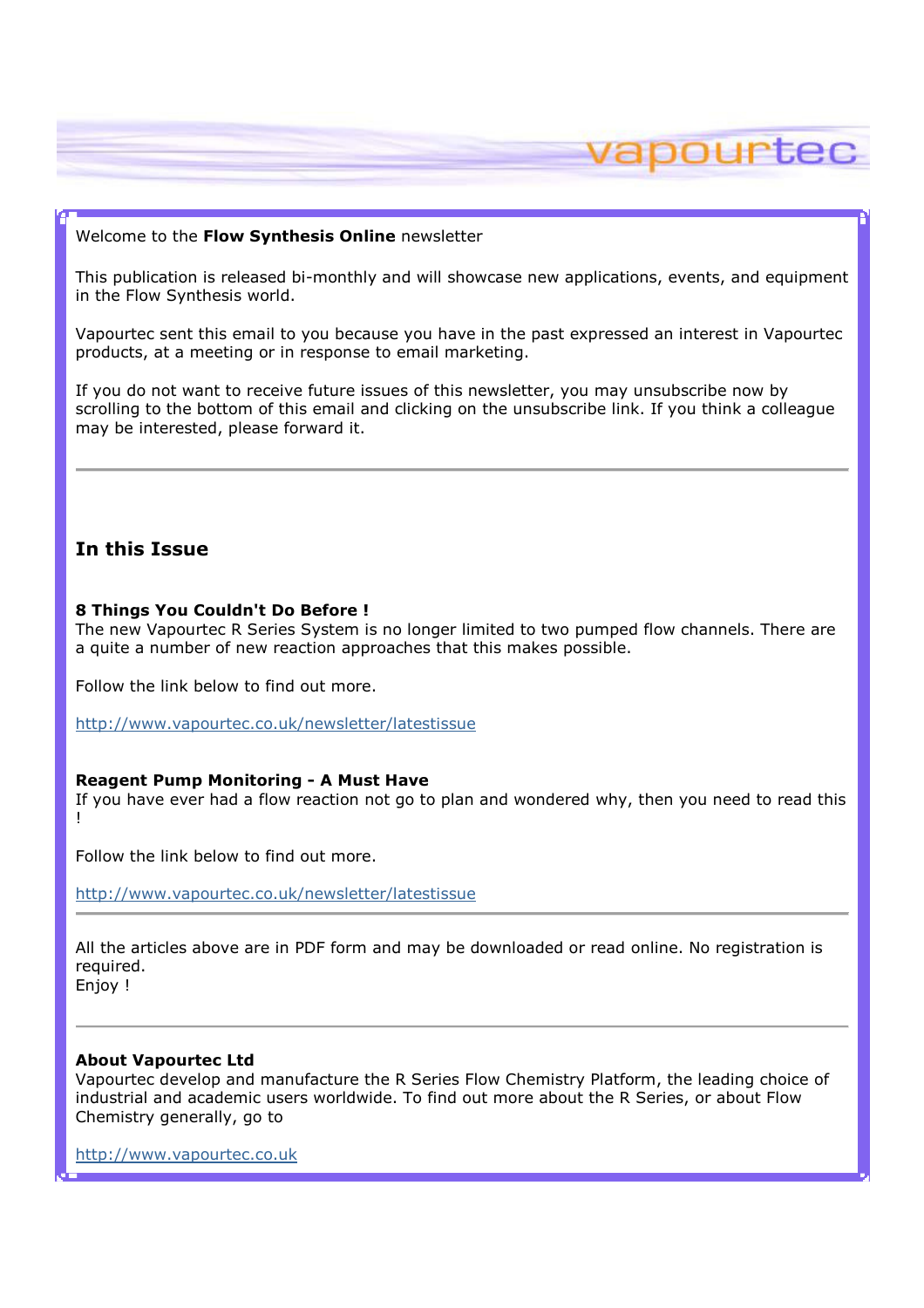vapourtec

Welcome to the **Flow Synthesis Online** newsletter

This publication is released bi-monthly and will showcase new applications, events, and equipment in the Flow Synthesis world.

Vapourtec sent this email to you because you have in the past expressed an interest in Vapourtec products, at a meeting or in response to email marketing.

If you do not want to receive future issues of this newsletter, you may unsubscribe now by scrolling to the bottom of this email and clicking on the unsubscribe link. If you think a colleague may be interested, please forward it.

---

## In this Issue

**8 Things You Couldn't Do Before !**
The new Vapourtec R Series System is no longer limited to two pumped flow channels. There are a quite a number of new reaction approaches that this makes possible.

Follow the link below to find out more.

http://www.vapourtec.co.uk/newsletter/latestissue

**Reagent Pump Monitoring - A Must Have**
If you have ever had a flow reaction not go to plan and wondered why, then you need to read this !

Follow the link below to find out more.

http://www.vapourtec.co.uk/newsletter/latestissue

---

All the articles above are in PDF form and may be downloaded or read online. No registration is required.
Enjoy !

---

**About Vapourtec Ltd**
Vapourtec develop and manufacture the R Series Flow Chemistry Platform, the leading choice of industrial and academic users worldwide. To find out more about the R Series, or about Flow Chemistry generally, go to

http://www.vapourtec.co.uk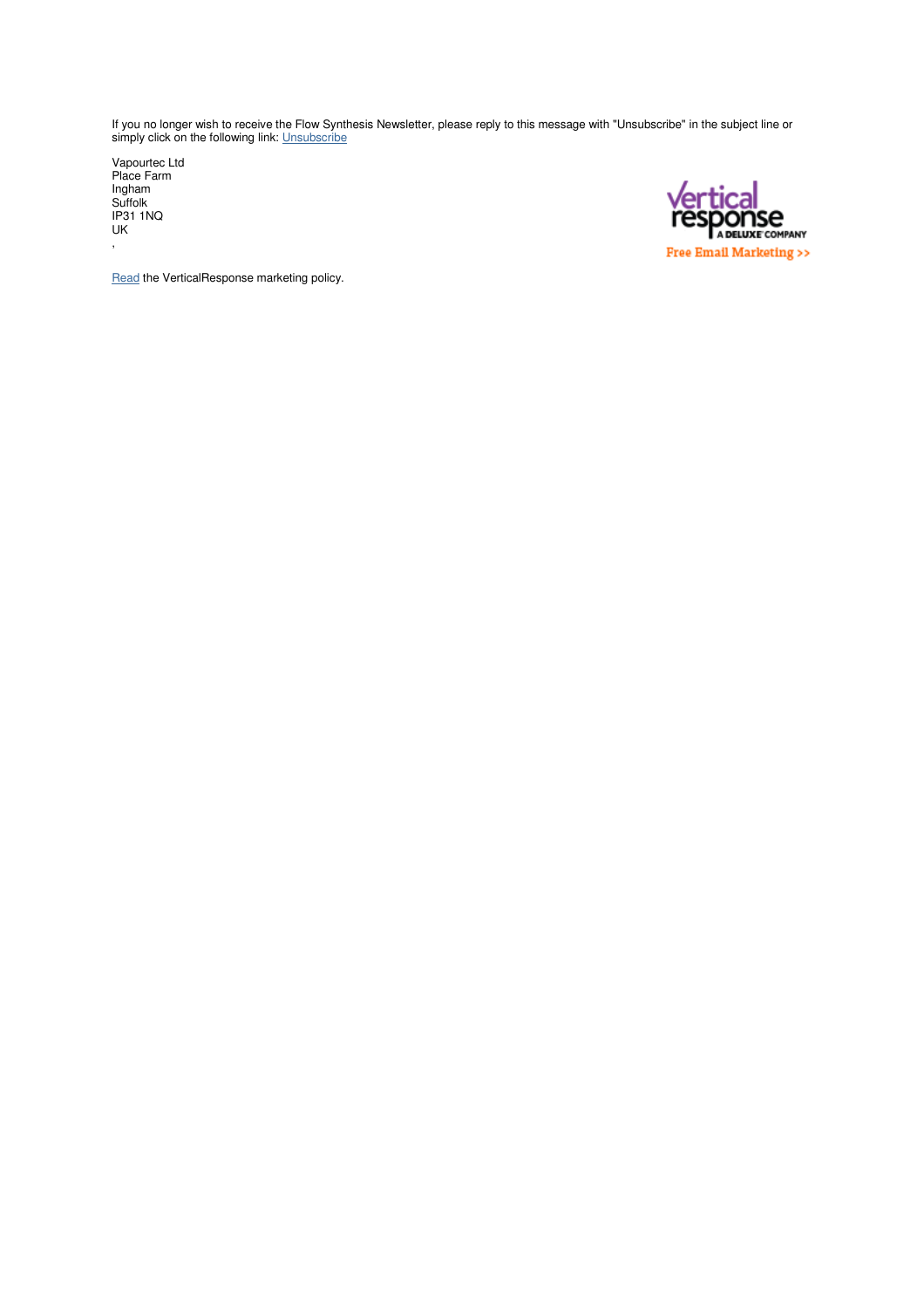If you no longer wish to receive the Flow Synthesis Newsletter, please reply to this message with "Unsubscribe" in the subject line or simply click on the following link: Unsubscribe

Vapourtec Ltd
Place Farm
Ingham
Suffolk
IP31 1NQ
UK
,

Vertical response
A DELUXE COMPANY
Free Email Marketing >>

Read the VerticalResponse marketing policy.